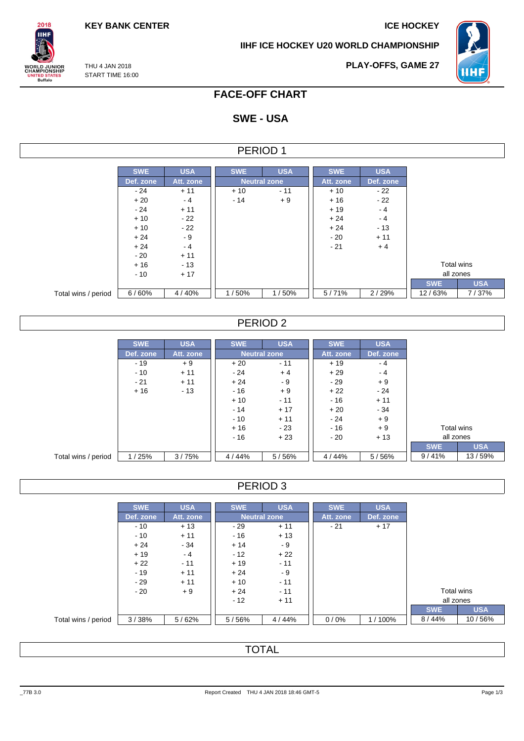KEY BANK CENTER

ICE HOCKEY

IIHF ICE HOCKEY U20 WORLD CHAMPIONSHIP

THU 4 JAN 2018
START TIME 16:00

PLAY-OFFS, GAME 27

# FACE-OFF CHART

## SWE - USA

### PERIOD 1

| | SWE | USA | SWE | USA | SWE | USA | | |
|---|---|---|---|---|---|---|---|---|
| | Def. zone | Att. zone | Neutral zone | | Att. zone | Def. zone | | |
| | - 24 | + 11 | + 10 | - 11 | + 10 | - 22 | | |
| | + 20 | - 4 | - 14 | + 9 | + 16 | - 22 | | |
| | - 24 | + 11 | | | + 19 | - 4 | | |
| | + 10 | - 22 | | | + 24 | - 4 | | |
| | + 10 | - 22 | | | + 24 | - 13 | | |
| | + 24 | - 9 | | | - 20 | + 11 | | |
| | + 24 | - 4 | | | - 21 | + 4 | | |
| | - 20 | + 11 | | | | | | |
| | + 16 | - 13 | | | | | Total wins all zones | |
| | - 10 | + 17 | | | | | SWE | USA |
| Total wins / period | 6 / 60% | 4 / 40% | 1 / 50% | 1 / 50% | 5 / 71% | 2 / 29% | 12 / 63% | 7 / 37% |

### PERIOD 2

| | SWE | USA | SWE | USA | SWE | USA | | |
|---|---|---|---|---|---|---|---|---|
| | Def. zone | Att. zone | Neutral zone | | Att. zone | Def. zone | | |
| | - 19 | + 9 | + 20 | - 11 | + 19 | - 4 | | |
| | - 10 | + 11 | - 24 | + 4 | + 29 | - 4 | | |
| | - 21 | + 11 | + 24 | - 9 | - 29 | + 9 | | |
| | + 16 | - 13 | - 16 | + 9 | + 22 | - 24 | | |
| | | | + 10 | - 11 | - 16 | + 11 | | |
| | | | - 14 | + 17 | + 20 | - 34 | | |
| | | | - 10 | + 11 | - 24 | + 9 | | |
| | | | + 16 | - 23 | - 16 | + 9 | Total wins all zones | |
| | | | - 16 | + 23 | - 20 | + 13 | SWE | USA |
| Total wins / period | 1 / 25% | 3 / 75% | 4 / 44% | 5 / 56% | 4 / 44% | 5 / 56% | 9 / 41% | 13 / 59% |

### PERIOD 3

| | SWE | USA | SWE | USA | SWE | USA | | |
|---|---|---|---|---|---|---|---|---|
| | Def. zone | Att. zone | Neutral zone | | Att. zone | Def. zone | | |
| | - 10 | + 13 | - 29 | + 11 | - 21 | + 17 | | |
| | - 10 | + 11 | - 16 | + 13 | | | | |
| | + 24 | - 34 | + 14 | - 9 | | | | |
| | + 19 | - 4 | - 12 | + 22 | | | | |
| | + 22 | - 11 | + 19 | - 11 | | | | |
| | - 19 | + 11 | + 24 | - 9 | | | | |
| | - 29 | + 11 | + 10 | - 11 | | | | |
| | - 20 | + 9 | + 24 | - 11 | | | Total wins all zones | |
| | | | - 12 | + 11 | | | SWE | USA |
| Total wins / period | 3 / 38% | 5 / 62% | 5 / 56% | 4 / 44% | 0 / 0% | 1 / 100% | 8 / 44% | 10 / 56% |

### TOTAL

_77B 3.0 Report Created THU 4 JAN 2018 18:46 GMT-5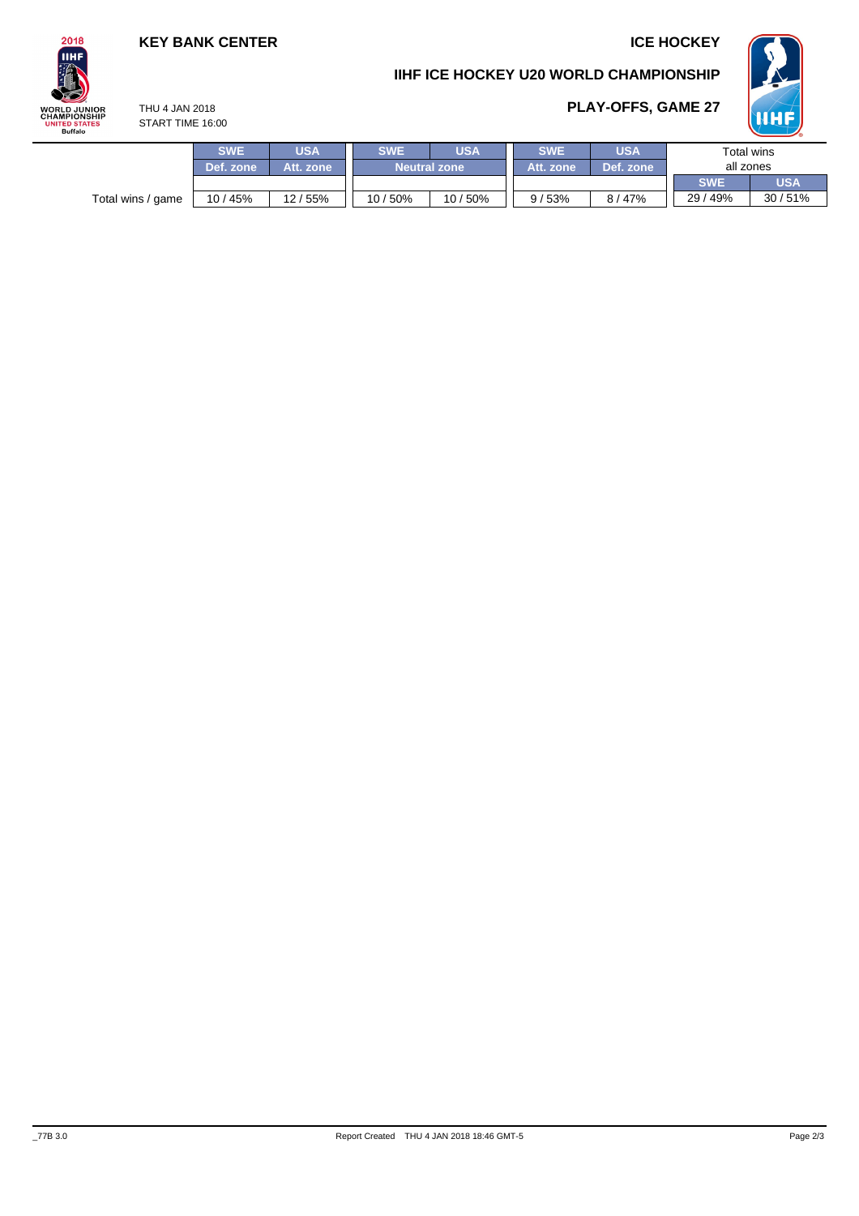KEY BANK CENTER

ICE HOCKEY

## IIHF ICE HOCKEY U20 WORLD CHAMPIONSHIP

THU 4 JAN 2018
START TIME 16:00

### PLAY-OFFS, GAME 27

| | SWE | USA | SWE | USA | SWE | USA | Total wins all zones | |
|---|---|---|---|---|---|---|---|---|
| | Def. zone | Att. zone | Neutral zone | | Att. zone | Def. zone | SWE | USA |
| Total wins / game | 10 / 45% | 12 / 55% | 10 / 50% | 10 / 50% | 9 / 53% | 8 / 47% | 29 / 49% | 30 / 51% |

_77B 3.0

Report Created THU 4 JAN 2018 18:46 GMT-5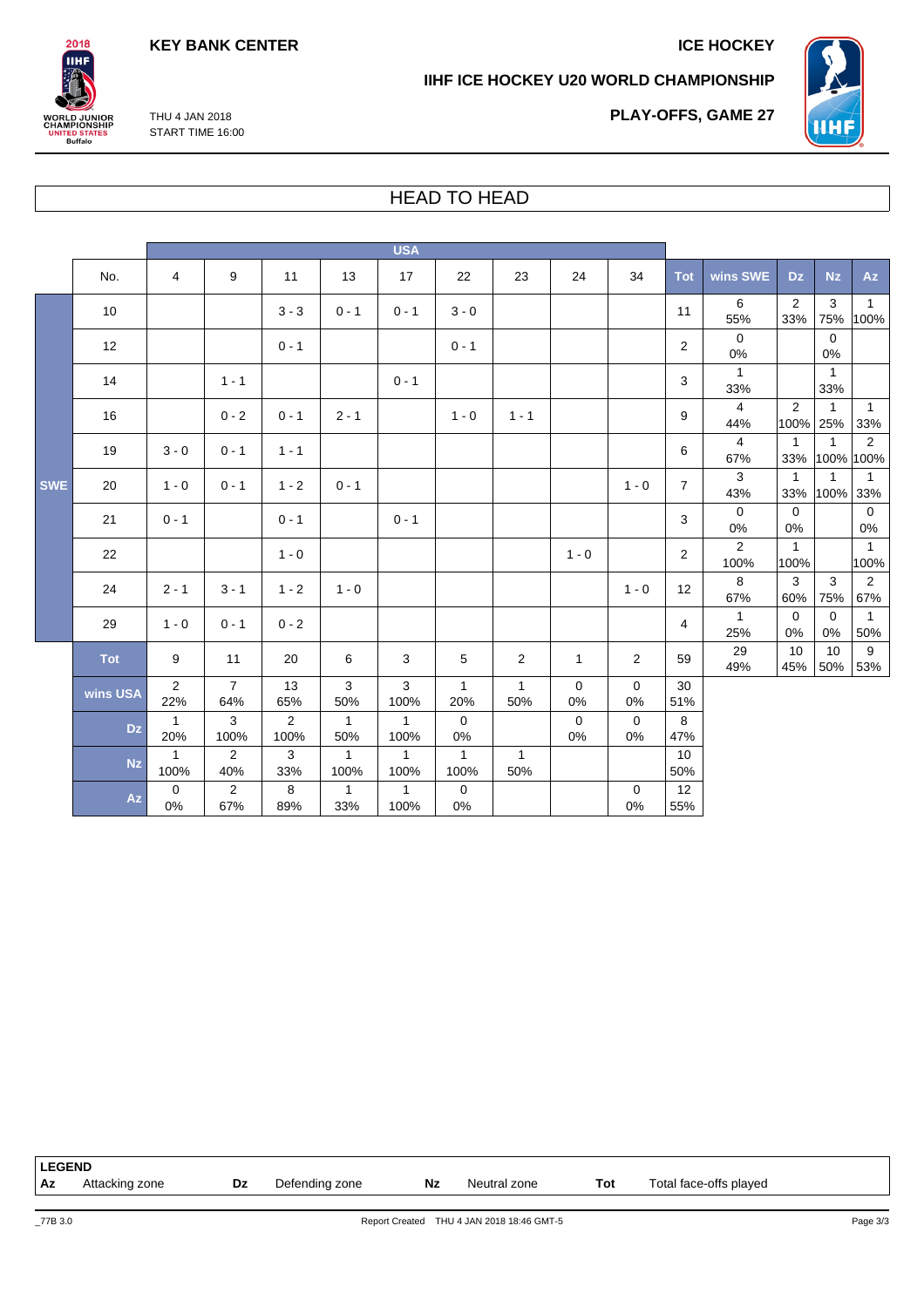KEY BANK CENTER

ICE HOCKEY

IIHF ICE HOCKEY U20 WORLD CHAMPIONSHIP

THU 4 JAN 2018
START TIME 16:00

PLAY-OFFS, GAME 27

# HEAD TO HEAD

| | No. | 4 | 9 | 11 | 13 | 17 | 22 | 23 | 24 | 34 | Tot | wins SWE | Dz | Nz | Az |
|---|---|---|---|---|---|---|---|---|---|---|---|---|---|---|---|
| | | USA | | | | | | | | | | | | | |
| SWE | 10 | | | 3 - 3 | 0 - 1 | 0 - 1 | 3 - 0 | | | | 11 | 6 55% | 2 33% | 3 75% | 1 100% |
| | 12 | | | 0 - 1 | | | 0 - 1 | | | | 2 | 0 0% | | 0 0% | |
| | 14 | | 1 - 1 | | | 0 - 1 | | | | | 3 | 1 33% | | 1 33% | |
| | 16 | | 0 - 2 | 0 - 1 | 2 - 1 | | 1 - 0 | 1 - 1 | | | 9 | 4 44% | 2 100% | 1 25% | 1 33% |
| | 19 | 3 - 0 | 0 - 1 | 1 - 1 | | | | | | | 6 | 4 67% | 1 33% | 1 100% | 2 100% |
| | 20 | 1 - 0 | 0 - 1 | 1 - 2 | 0 - 1 | | | | | 1 - 0 | 7 | 3 43% | 1 33% | 1 100% | 1 33% |
| | 21 | 0 - 1 | | 0 - 1 | | 0 - 1 | | | | | 3 | 0 0% | 0 0% | | 0 0% |
| | 22 | | | 1 - 0 | | | | | 1 - 0 | | 2 | 2 100% | 1 100% | | 1 100% |
| | 24 | 2 - 1 | 3 - 1 | 1 - 2 | 1 - 0 | | | | | 1 - 0 | 12 | 8 67% | 3 60% | 3 75% | 2 67% |
| | 29 | 1 - 0 | 0 - 1 | 0 - 2 | | | | | | | 4 | 1 25% | 0 0% | 0 0% | 1 50% |
| | Tot | 9 | 11 | 20 | 6 | 3 | 5 | 2 | 1 | 2 | 59 | 29 49% | 10 45% | 10 50% | 9 53% |
| | wins USA | 2 22% | 7 64% | 13 65% | 3 50% | 3 100% | 1 20% | 1 50% | 0 0% | 0 0% | 30 51% | | | | |
| | Dz | 1 20% | 3 100% | 2 100% | 1 50% | 1 100% | 0 0% | | 0 0% | 0 0% | 8 47% | | | | |
| | Nz | 1 100% | 2 40% | 3 33% | 1 100% | 1 100% | 1 100% | 1 50% | | | 10 50% | | | | |
| | Az | 0 0% | 2 67% | 8 89% | 1 33% | 1 100% | 0 0% | | | 0 0% | 12 55% | | | | |

**LEGEND**

| | | | | | | | |
|---|---|---|---|---|---|---|---|
| Az | Attacking zone | Dz | Defending zone | Nz | Neutral zone | Tot | Total face-offs played |

_77B 3.0 Report Created THU 4 JAN 2018 18:46 GMT-5